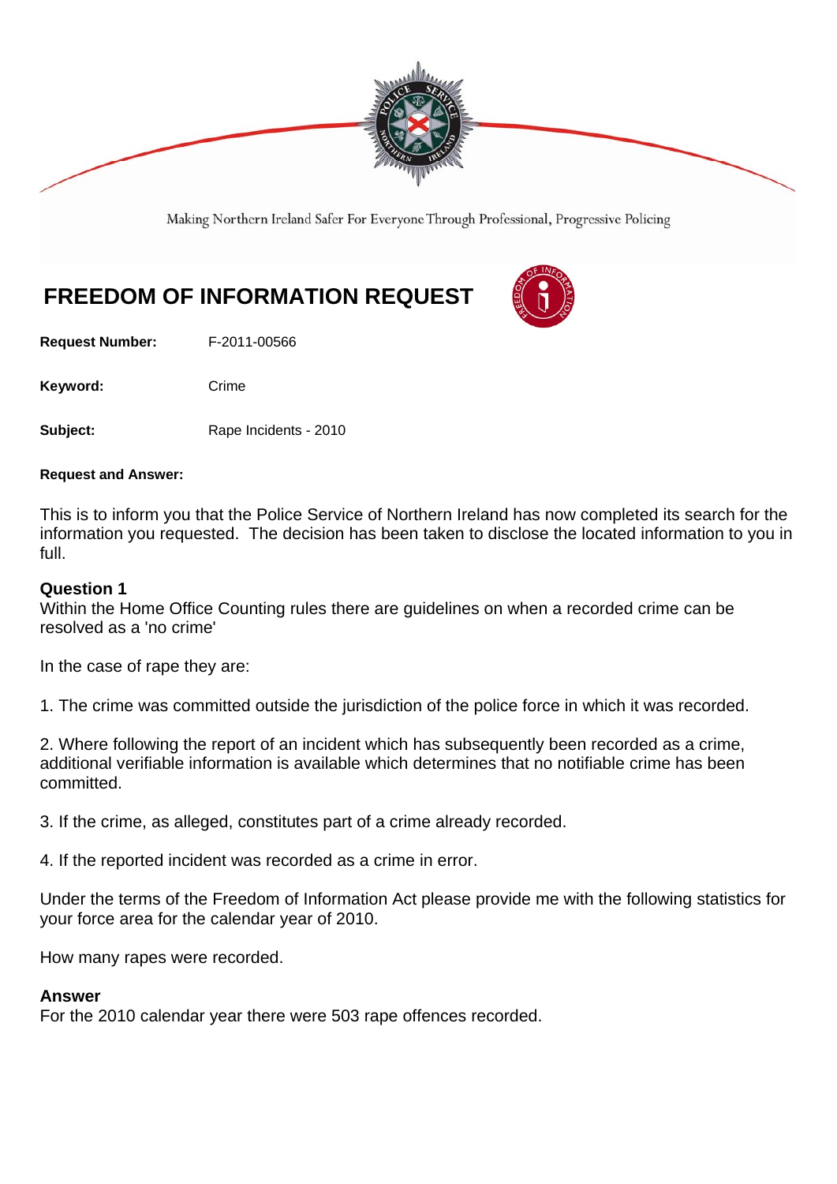Making Northern Ireland Safer For Everyone Through Professional, Progressive Policing

# FREEDOM OF INFORMATION REQUEST

**Request Number:** F-2011-00566

**Keyword:** Crime

**Subject:** Rape Incidents - 2010

**Request and Answer:**

This is to inform you that the Police Service of Northern Ireland has now completed its search for the information you requested. The decision has been taken to disclose the located information to you in full.

**Question 1**
Within the Home Office Counting rules there are guidelines on when a recorded crime can be resolved as a 'no crime'

In the case of rape they are:

1. The crime was committed outside the jurisdiction of the police force in which it was recorded.

2. Where following the report of an incident which has subsequently been recorded as a crime, additional verifiable information is available which determines that no notifiable crime has been committed.

3. If the crime, as alleged, constitutes part of a crime already recorded.

4. If the reported incident was recorded as a crime in error.

Under the terms of the Freedom of Information Act please provide me with the following statistics for your force area for the calendar year of 2010.

How many rapes were recorded.

**Answer**
For the 2010 calendar year there were 503 rape offences recorded.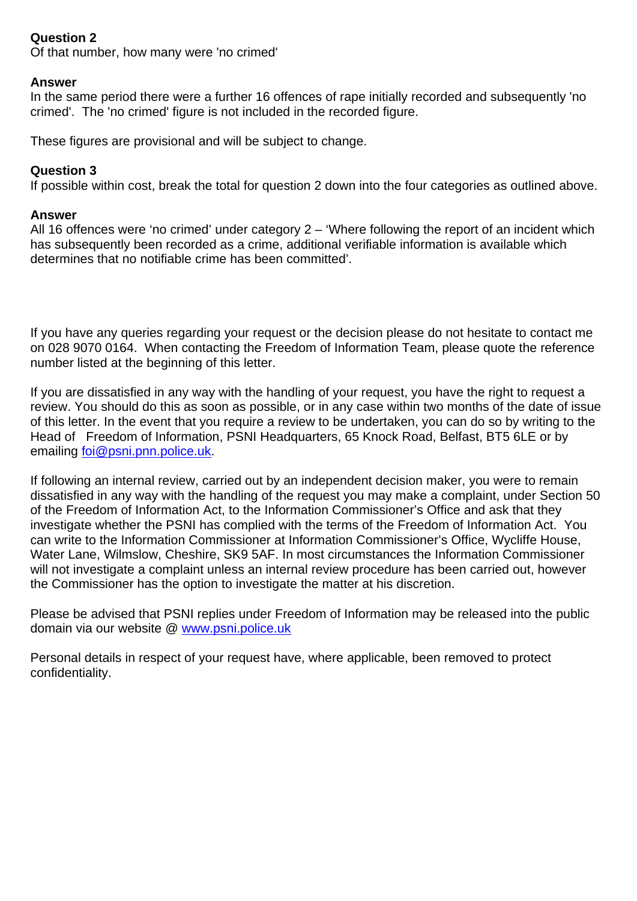**Question 2**
Of that number, how many were 'no crimed'

**Answer**
In the same period there were a further 16 offences of rape initially recorded and subsequently 'no crimed'. The 'no crimed' figure is not included in the recorded figure.

These figures are provisional and will be subject to change.

**Question 3**
If possible within cost, break the total for question 2 down into the four categories as outlined above.

**Answer**
All 16 offences were 'no crimed' under category 2 – 'Where following the report of an incident which has subsequently been recorded as a crime, additional verifiable information is available which determines that no notifiable crime has been committed'.

If you have any queries regarding your request or the decision please do not hesitate to contact me on 028 9070 0164. When contacting the Freedom of Information Team, please quote the reference number listed at the beginning of this letter.

If you are dissatisfied in any way with the handling of your request, you have the right to request a review. You should do this as soon as possible, or in any case within two months of the date of issue of this letter. In the event that you require a review to be undertaken, you can do so by writing to the Head of Freedom of Information, PSNI Headquarters, 65 Knock Road, Belfast, BT5 6LE or by emailing foi@psni.pnn.police.uk.

If following an internal review, carried out by an independent decision maker, you were to remain dissatisfied in any way with the handling of the request you may make a complaint, under Section 50 of the Freedom of Information Act, to the Information Commissioner's Office and ask that they investigate whether the PSNI has complied with the terms of the Freedom of Information Act. You can write to the Information Commissioner at Information Commissioner's Office, Wycliffe House, Water Lane, Wilmslow, Cheshire, SK9 5AF. In most circumstances the Information Commissioner will not investigate a complaint unless an internal review procedure has been carried out, however the Commissioner has the option to investigate the matter at his discretion.

Please be advised that PSNI replies under Freedom of Information may be released into the public domain via our website @ www.psni.police.uk

Personal details in respect of your request have, where applicable, been removed to protect confidentiality.